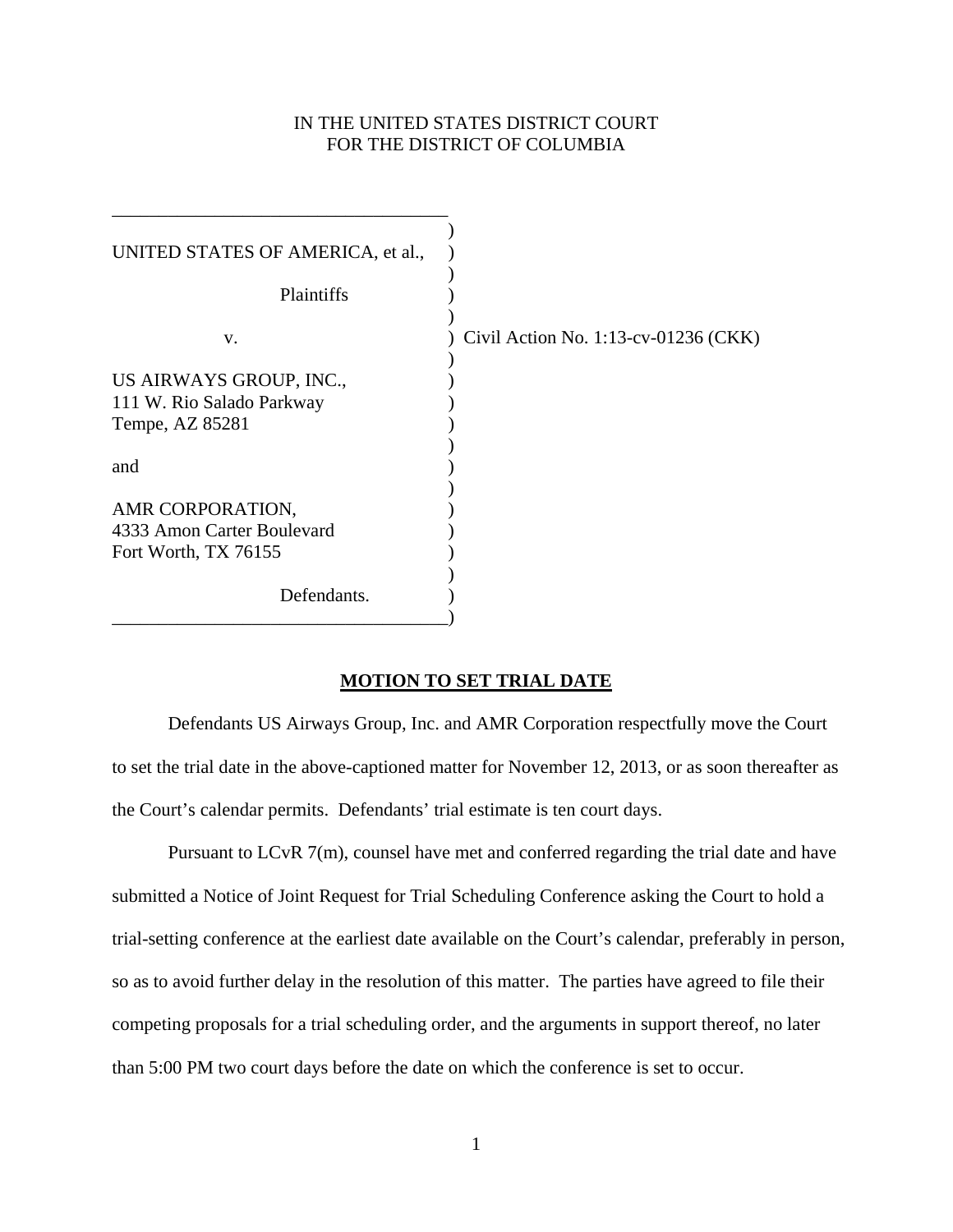IN THE UNITED STATES DISTRICT COURT
FOR THE DISTRICT OF COLUMBIA

| | | |
|---|---|---|
| UNITED STATES OF AMERICA, et al., | ) | |
| Plaintiffs | ) | |
| v. | ) | Civil Action No. 1:13-cv-01236 (CKK) |
| US AIRWAYS GROUP, INC., 111 W. Rio Salado Parkway Tempe, AZ 85281 | ) | |
| and | ) | |
| AMR CORPORATION, 4333 Amon Carter Boulevard Fort Worth, TX 76155 | ) | |
| Defendants. | ) | |

## MOTION TO SET TRIAL DATE

Defendants US Airways Group, Inc. and AMR Corporation respectfully move the Court to set the trial date in the above-captioned matter for November 12, 2013, or as soon thereafter as the Court's calendar permits. Defendants' trial estimate is ten court days.

Pursuant to LCvR 7(m), counsel have met and conferred regarding the trial date and have submitted a Notice of Joint Request for Trial Scheduling Conference asking the Court to hold a trial-setting conference at the earliest date available on the Court's calendar, preferably in person, so as to avoid further delay in the resolution of this matter. The parties have agreed to file their competing proposals for a trial scheduling order, and the arguments in support thereof, no later than 5:00 PM two court days before the date on which the conference is set to occur.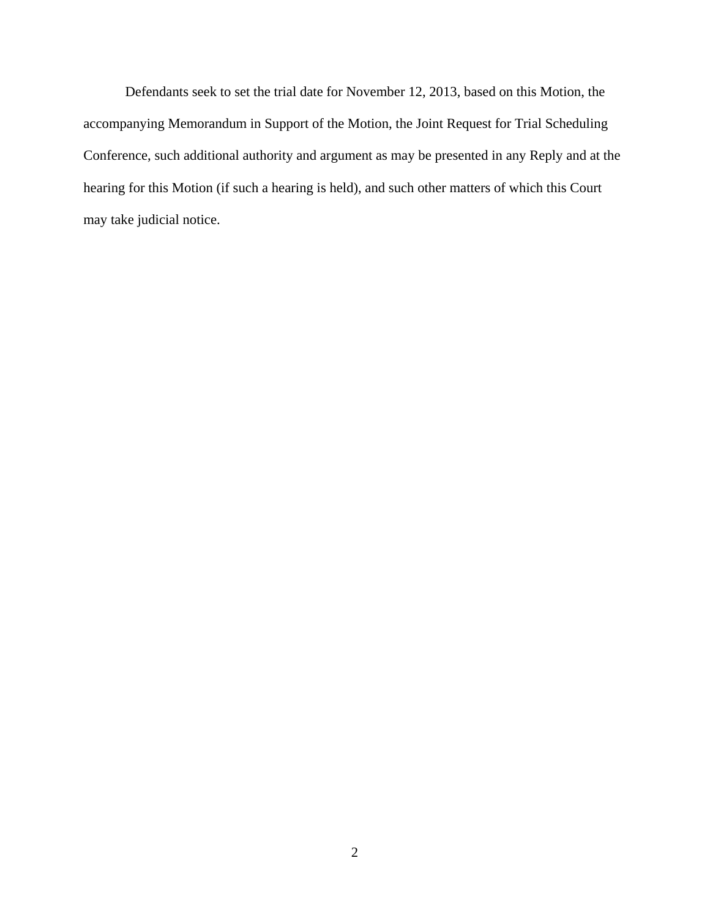Defendants seek to set the trial date for November 12, 2013, based on this Motion, the accompanying Memorandum in Support of the Motion, the Joint Request for Trial Scheduling Conference, such additional authority and argument as may be presented in any Reply and at the hearing for this Motion (if such a hearing is held), and such other matters of which this Court may take judicial notice.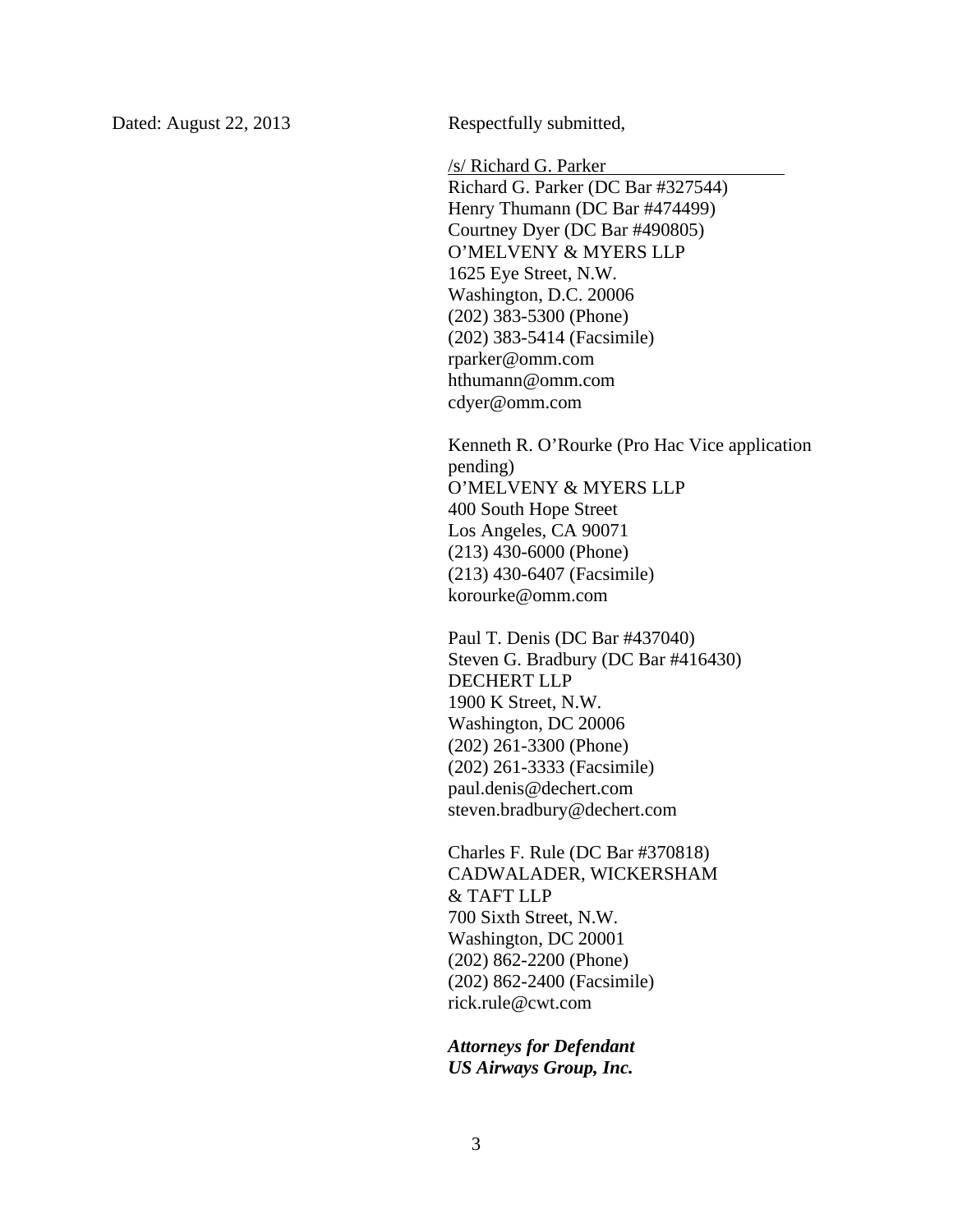Dated: August 22, 2013

Respectfully submitted,

/s/ Richard G. Parker
Richard G. Parker (DC Bar #327544)
Henry Thumann (DC Bar #474499)
Courtney Dyer (DC Bar #490805)
O'MELVENY & MYERS LLP
1625 Eye Street, N.W.
Washington, D.C. 20006
(202) 383-5300 (Phone)
(202) 383-5414 (Facsimile)
rparker@omm.com
hthumann@omm.com
cdyer@omm.com

Kenneth R. O'Rourke (Pro Hac Vice application pending)
O'MELVENY & MYERS LLP
400 South Hope Street
Los Angeles, CA 90071
(213) 430-6000 (Phone)
(213) 430-6407 (Facsimile)
korourke@omm.com

Paul T. Denis (DC Bar #437040)
Steven G. Bradbury (DC Bar #416430)
DECHERT LLP
1900 K Street, N.W.
Washington, DC 20006
(202) 261-3300 (Phone)
(202) 261-3333 (Facsimile)
paul.denis@dechert.com
steven.bradbury@dechert.com

Charles F. Rule (DC Bar #370818)
CADWALADER, WICKERSHAM & TAFT LLP
700 Sixth Street, N.W.
Washington, DC 20001
(202) 862-2200 (Phone)
(202) 862-2400 (Facsimile)
rick.rule@cwt.com

***Attorneys for Defendant US Airways Group, Inc.***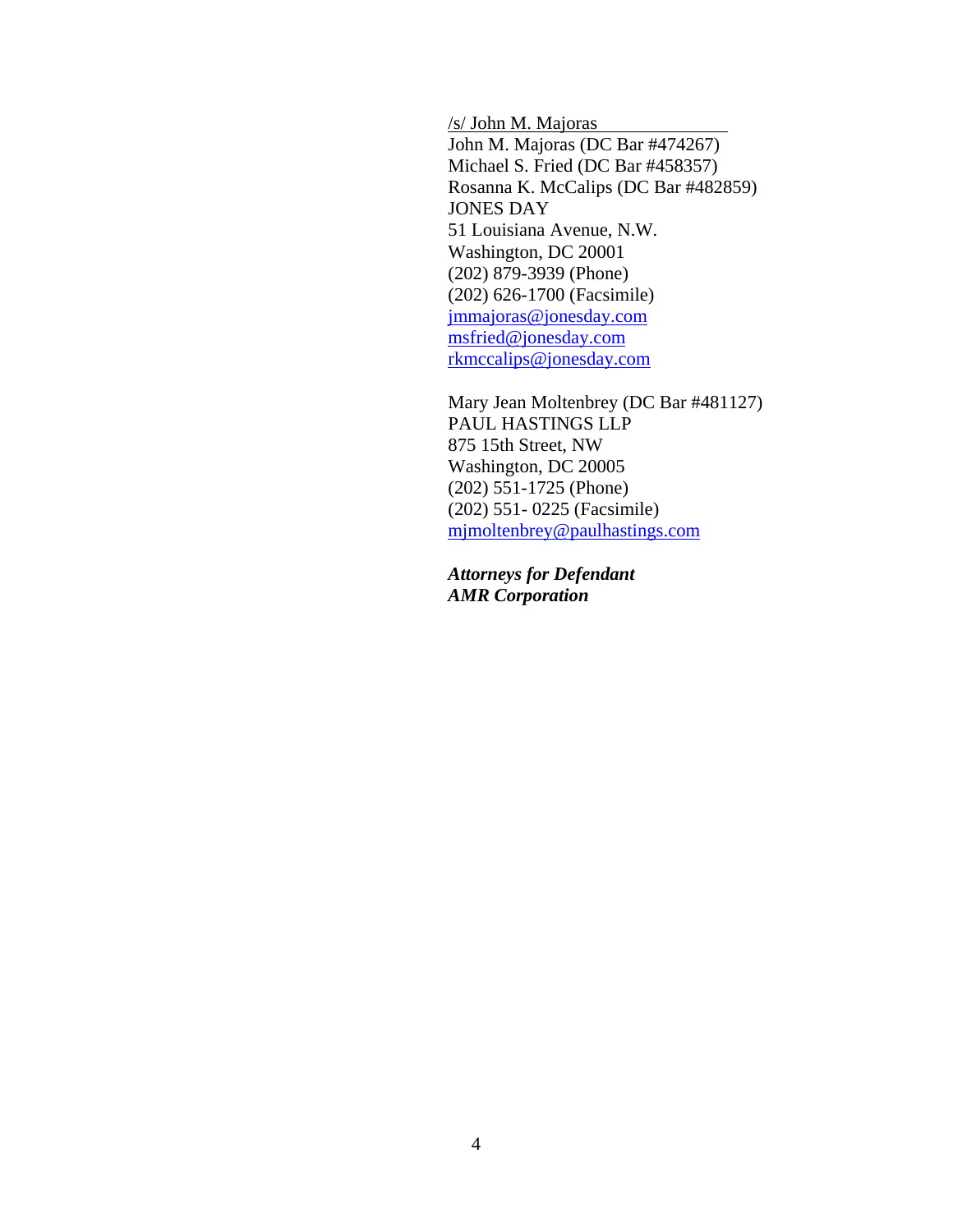/s/ John M. Majoras
John M. Majoras (DC Bar #474267)
Michael S. Fried (DC Bar #458357)
Rosanna K. McCalips (DC Bar #482859)
JONES DAY
51 Louisiana Avenue, N.W.
Washington, DC 20001
(202) 879-3939 (Phone)
(202) 626-1700 (Facsimile)
jmmajoras@jonesday.com
msfried@jonesday.com
rkmccalips@jonesday.com

Mary Jean Moltenbrey (DC Bar #481127)
PAUL HASTINGS LLP
875 15th Street, NW
Washington, DC 20005
(202) 551-1725 (Phone)
(202) 551- 0225 (Facsimile)
mjmoltenbrey@paulhastings.com

***Attorneys for Defendant***
***AMR Corporation***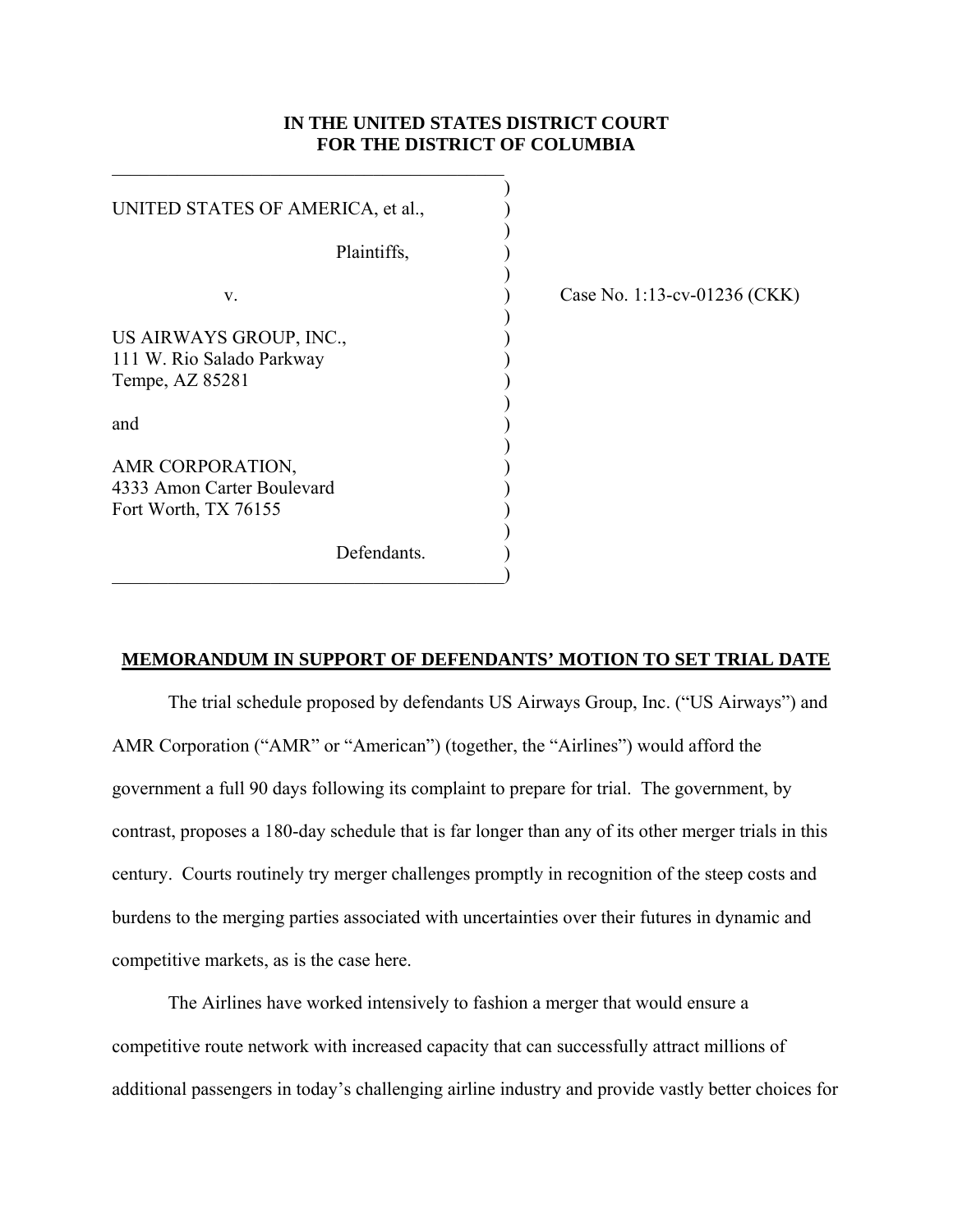**IN THE UNITED STATES DISTRICT COURT**
**FOR THE DISTRICT OF COLUMBIA**

| | |
|---|---|
| UNITED STATES OF AMERICA, et al.,<br><br>Plaintiffs,<br><br>v.<br><br>US AIRWAYS GROUP, INC.,<br>111 W. Rio Salado Parkway<br>Tempe, AZ 85281<br><br>and<br><br>AMR CORPORATION,<br>4333 Amon Carter Boulevard<br>Fort Worth, TX 76155<br><br>Defendants. | Case No. 1:13-cv-01236 (CKK) |

## MEMORANDUM IN SUPPORT OF DEFENDANTS' MOTION TO SET TRIAL DATE

The trial schedule proposed by defendants US Airways Group, Inc. ("US Airways") and AMR Corporation ("AMR" or "American") (together, the "Airlines") would afford the government a full 90 days following its complaint to prepare for trial. The government, by contrast, proposes a 180-day schedule that is far longer than any of its other merger trials in this century. Courts routinely try merger challenges promptly in recognition of the steep costs and burdens to the merging parties associated with uncertainties over their futures in dynamic and competitive markets, as is the case here.

The Airlines have worked intensively to fashion a merger that would ensure a competitive route network with increased capacity that can successfully attract millions of additional passengers in today's challenging airline industry and provide vastly better choices for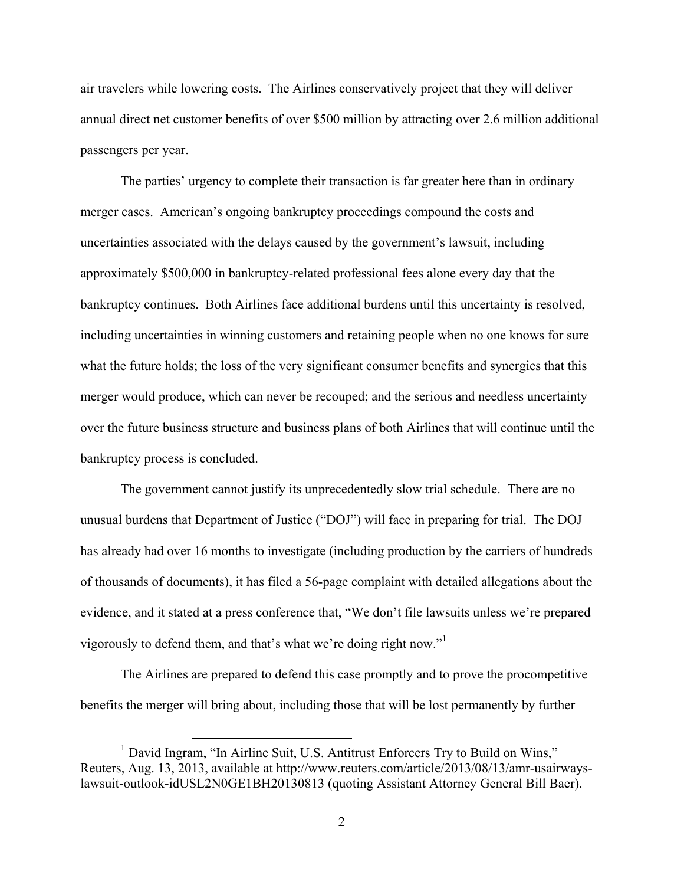air travelers while lowering costs. The Airlines conservatively project that they will deliver annual direct net customer benefits of over $500 million by attracting over 2.6 million additional passengers per year.

The parties' urgency to complete their transaction is far greater here than in ordinary merger cases. American's ongoing bankruptcy proceedings compound the costs and uncertainties associated with the delays caused by the government's lawsuit, including approximately $500,000 in bankruptcy-related professional fees alone every day that the bankruptcy continues. Both Airlines face additional burdens until this uncertainty is resolved, including uncertainties in winning customers and retaining people when no one knows for sure what the future holds; the loss of the very significant consumer benefits and synergies that this merger would produce, which can never be recouped; and the serious and needless uncertainty over the future business structure and business plans of both Airlines that will continue until the bankruptcy process is concluded.

The government cannot justify its unprecedentedly slow trial schedule. There are no unusual burdens that Department of Justice ("DOJ") will face in preparing for trial. The DOJ has already had over 16 months to investigate (including production by the carriers of hundreds of thousands of documents), it has filed a 56-page complaint with detailed allegations about the evidence, and it stated at a press conference that, "We don't file lawsuits unless we're prepared vigorously to defend them, and that's what we're doing right now."[1]

The Airlines are prepared to defend this case promptly and to prove the procompetitive benefits the merger will bring about, including those that will be lost permanently by further

[1] David Ingram, "In Airline Suit, U.S. Antitrust Enforcers Try to Build on Wins," Reuters, Aug. 13, 2013, available at http://www.reuters.com/article/2013/08/13/amr-usairways-lawsuit-outlook-idUSL2N0GE1BH20130813 (quoting Assistant Attorney General Bill Baer).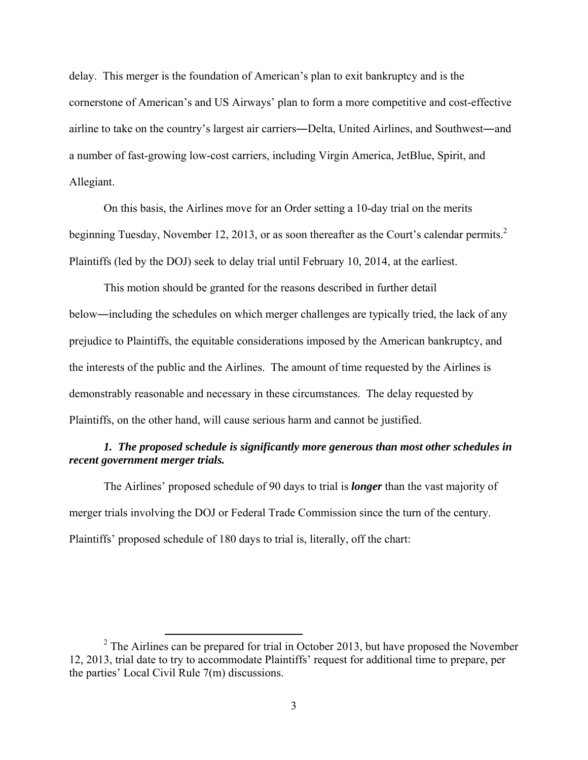delay. This merger is the foundation of American's plan to exit bankruptcy and is the cornerstone of American's and US Airways' plan to form a more competitive and cost-effective airline to take on the country's largest air carriers―Delta, United Airlines, and Southwest―and a number of fast-growing low-cost carriers, including Virgin America, JetBlue, Spirit, and Allegiant.

On this basis, the Airlines move for an Order setting a 10-day trial on the merits beginning Tuesday, November 12, 2013, or as soon thereafter as the Court's calendar permits.[2] Plaintiffs (led by the DOJ) seek to delay trial until February 10, 2014, at the earliest.

This motion should be granted for the reasons described in further detail below―including the schedules on which merger challenges are typically tried, the lack of any prejudice to Plaintiffs, the equitable considerations imposed by the American bankruptcy, and the interests of the public and the Airlines. The amount of time requested by the Airlines is demonstrably reasonable and necessary in these circumstances. The delay requested by Plaintiffs, on the other hand, will cause serious harm and cannot be justified.

***1. The proposed schedule is significantly more generous than most other schedules in recent government merger trials.***

The Airlines' proposed schedule of 90 days to trial is ***longer*** than the vast majority of merger trials involving the DOJ or Federal Trade Commission since the turn of the century. Plaintiffs' proposed schedule of 180 days to trial is, literally, off the chart:

[2] The Airlines can be prepared for trial in October 2013, but have proposed the November 12, 2013, trial date to try to accommodate Plaintiffs' request for additional time to prepare, per the parties' Local Civil Rule 7(m) discussions.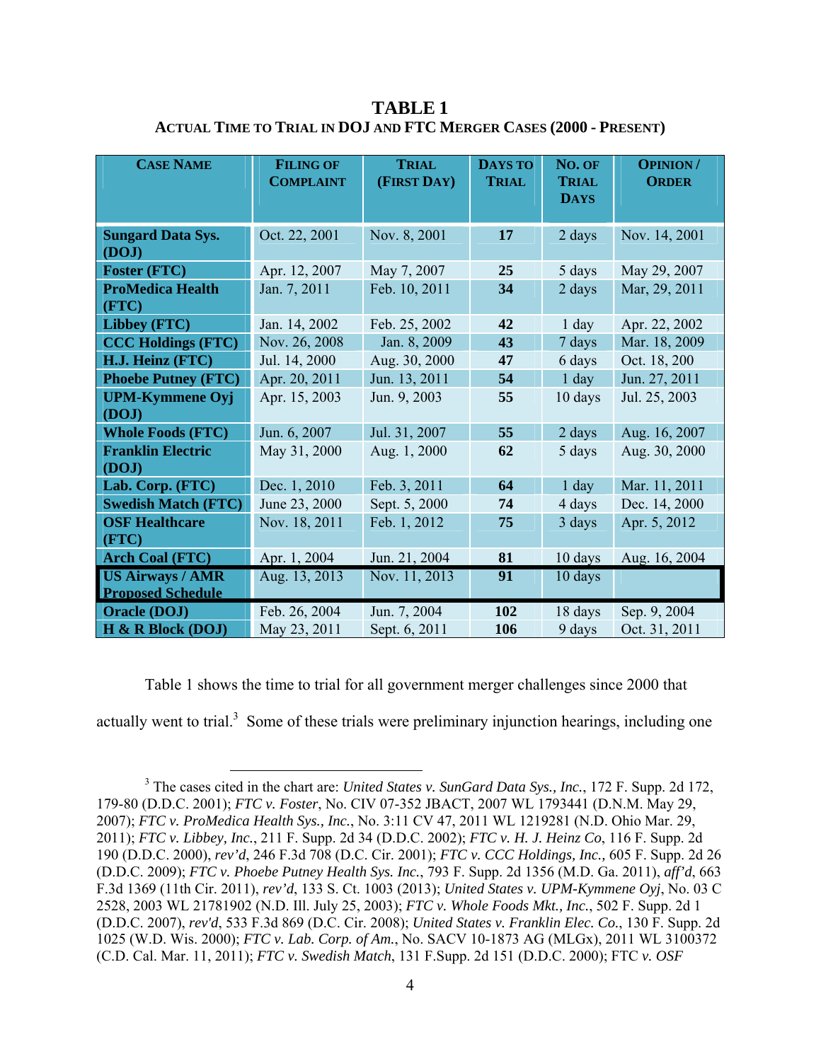**TABLE 1**
**ACTUAL TIME TO TRIAL IN DOJ AND FTC MERGER CASES (2000 - PRESENT)**

| CASE NAME | FILING OF COMPLAINT | TRIAL (FIRST DAY) | DAYS TO TRIAL | NO. OF TRIAL DAYS | OPINION / ORDER |
|---|---|---|---|---|---|
| **Sungard Data Sys. (DOJ)** | Oct. 22, 2001 | Nov. 8, 2001 | **17** | 2 days | Nov. 14, 2001 |
| **Foster (FTC)** | Apr. 12, 2007 | May 7, 2007 | **25** | 5 days | May 29, 2007 |
| **ProMedica Health (FTC)** | Jan. 7, 2011 | Feb. 10, 2011 | **34** | 2 days | Mar, 29, 2011 |
| **Libbey (FTC)** | Jan. 14, 2002 | Feb. 25, 2002 | **42** | 1 day | Apr. 22, 2002 |
| **CCC Holdings (FTC)** | Nov. 26, 2008 | Jan. 8, 2009 | **43** | 7 days | Mar. 18, 2009 |
| **H.J. Heinz (FTC)** | Jul. 14, 2000 | Aug. 30, 2000 | **47** | 6 days | Oct. 18, 200 |
| **Phoebe Putney (FTC)** | Apr. 20, 2011 | Jun. 13, 2011 | **54** | 1 day | Jun. 27, 2011 |
| **UPM-Kymmene Oyj (DOJ)** | Apr. 15, 2003 | Jun. 9, 2003 | **55** | 10 days | Jul. 25, 2003 |
| **Whole Foods (FTC)** | Jun. 6, 2007 | Jul. 31, 2007 | **55** | 2 days | Aug. 16, 2007 |
| **Franklin Electric (DOJ)** | May 31, 2000 | Aug. 1, 2000 | **62** | 5 days | Aug. 30, 2000 |
| **Lab. Corp. (FTC)** | Dec. 1, 2010 | Feb. 3, 2011 | **64** | 1 day | Mar. 11, 2011 |
| **Swedish Match (FTC)** | June 23, 2000 | Sept. 5, 2000 | **74** | 4 days | Dec. 14, 2000 |
| **OSF Healthcare (FTC)** | Nov. 18, 2011 | Feb. 1, 2012 | **75** | 3 days | Apr. 5, 2012 |
| **Arch Coal (FTC)** | Apr. 1, 2004 | Jun. 21, 2004 | **81** | 10 days | Aug. 16, 2004 |
| **US Airways / AMR Proposed Schedule** | Aug. 13, 2013 | Nov. 11, 2013 | **91** | 10 days | |
| **Oracle (DOJ)** | Feb. 26, 2004 | Jun. 7, 2004 | **102** | 18 days | Sep. 9, 2004 |
| **H & R Block (DOJ)** | May 23, 2011 | Sept. 6, 2011 | **106** | 9 days | Oct. 31, 2011 |

Table 1 shows the time to trial for all government merger challenges since 2000 that actually went to trial.[3] Some of these trials were preliminary injunction hearings, including one

[3] The cases cited in the chart are: *United States v. SunGard Data Sys., Inc.*, 172 F. Supp. 2d 172, 179-80 (D.D.C. 2001); *FTC v. Foster*, No. CIV 07-352 JBACT, 2007 WL 1793441 (D.N.M. May 29, 2007); *FTC v. ProMedica Health Sys., Inc.*, No. 3:11 CV 47, 2011 WL 1219281 (N.D. Ohio Mar. 29, 2011); *FTC v. Libbey, Inc.*, 211 F. Supp. 2d 34 (D.D.C. 2002); *FTC v. H. J. Heinz Co*, 116 F. Supp. 2d 190 (D.D.C. 2000), *rev'd*, 246 F.3d 708 (D.C. Cir. 2001); *FTC v. CCC Holdings, Inc.*, 605 F. Supp. 2d 26 (D.D.C. 2009); *FTC v. Phoebe Putney Health Sys. Inc.*, 793 F. Supp. 2d 1356 (M.D. Ga. 2011), *aff'd*, 663 F.3d 1369 (11th Cir. 2011), *rev'd*, 133 S. Ct. 1003 (2013); *United States v. UPM-Kymmene Oyj*, No. 03 C 2528, 2003 WL 21781902 (N.D. Ill. July 25, 2003); *FTC v. Whole Foods Mkt., Inc.*, 502 F. Supp. 2d 1 (D.D.C. 2007), *rev'd*, 533 F.3d 869 (D.C. Cir. 2008); *United States v. Franklin Elec. Co.*, 130 F. Supp. 2d 1025 (W.D. Wis. 2000); *FTC v. Lab. Corp. of Am.*, No. SACV 10-1873 AG (MLGx), 2011 WL 3100372 (C.D. Cal. Mar. 11, 2011); *FTC v. Swedish Match*, 131 F.Supp. 2d 151 (D.D.C. 2000); FTC *v. OSF*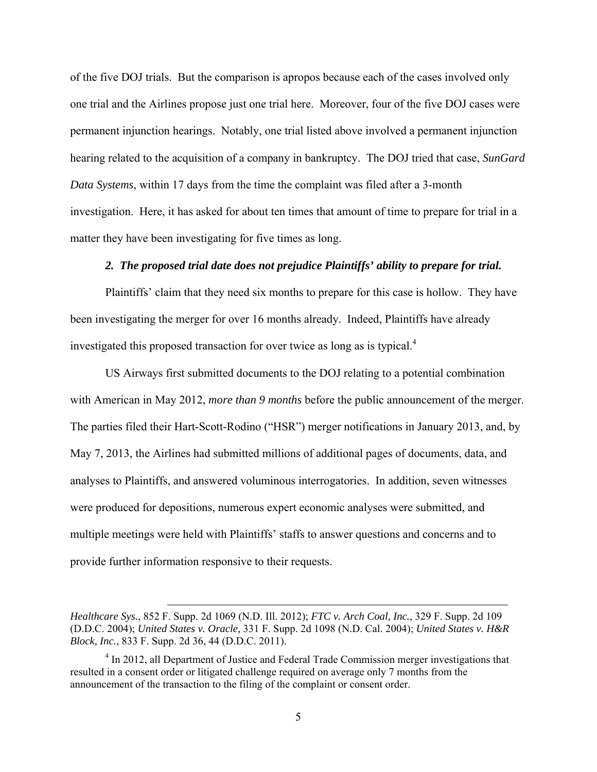of the five DOJ trials. But the comparison is apropos because each of the cases involved only one trial and the Airlines propose just one trial here. Moreover, four of the five DOJ cases were permanent injunction hearings. Notably, one trial listed above involved a permanent injunction hearing related to the acquisition of a company in bankruptcy. The DOJ tried that case, *SunGard Data Systems*, within 17 days from the time the complaint was filed after a 3-month investigation. Here, it has asked for about ten times that amount of time to prepare for trial in a matter they have been investigating for five times as long.

***2. The proposed trial date does not prejudice Plaintiffs' ability to prepare for trial.***

Plaintiffs' claim that they need six months to prepare for this case is hollow. They have been investigating the merger for over 16 months already. Indeed, Plaintiffs have already investigated this proposed transaction for over twice as long as is typical.[4]

US Airways first submitted documents to the DOJ relating to a potential combination with American in May 2012, *more than 9 months* before the public announcement of the merger. The parties filed their Hart-Scott-Rodino ("HSR") merger notifications in January 2013, and, by May 7, 2013, the Airlines had submitted millions of additional pages of documents, data, and analyses to Plaintiffs, and answered voluminous interrogatories. In addition, seven witnesses were produced for depositions, numerous expert economic analyses were submitted, and multiple meetings were held with Plaintiffs' staffs to answer questions and concerns and to provide further information responsive to their requests.

---

*Healthcare Sys.*, 852 F. Supp. 2d 1069 (N.D. Ill. 2012); *FTC v. Arch Coal, Inc.*, 329 F. Supp. 2d 109 (D.D.C. 2004); *United States v. Oracle,* 331 F. Supp. 2d 1098 (N.D. Cal. 2004); *United States v. H&R Block, Inc.*, 833 F. Supp. 2d 36, 44 (D.D.C. 2011).

[4] In 2012, all Department of Justice and Federal Trade Commission merger investigations that resulted in a consent order or litigated challenge required on average only 7 months from the announcement of the transaction to the filing of the complaint or consent order.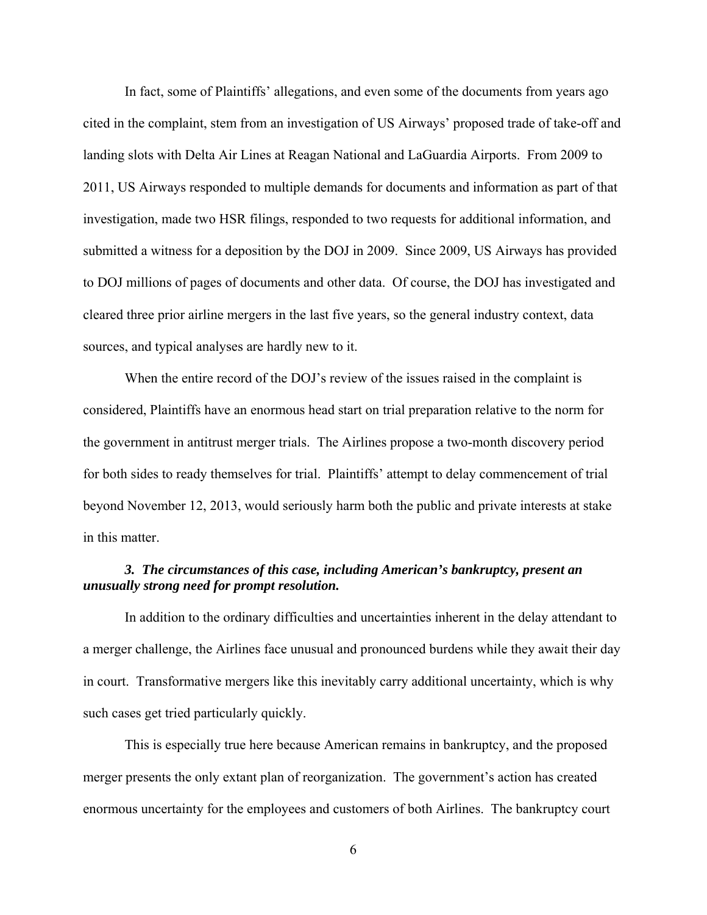In fact, some of Plaintiffs' allegations, and even some of the documents from years ago cited in the complaint, stem from an investigation of US Airways' proposed trade of take-off and landing slots with Delta Air Lines at Reagan National and LaGuardia Airports. From 2009 to 2011, US Airways responded to multiple demands for documents and information as part of that investigation, made two HSR filings, responded to two requests for additional information, and submitted a witness for a deposition by the DOJ in 2009. Since 2009, US Airways has provided to DOJ millions of pages of documents and other data. Of course, the DOJ has investigated and cleared three prior airline mergers in the last five years, so the general industry context, data sources, and typical analyses are hardly new to it.

When the entire record of the DOJ's review of the issues raised in the complaint is considered, Plaintiffs have an enormous head start on trial preparation relative to the norm for the government in antitrust merger trials. The Airlines propose a two-month discovery period for both sides to ready themselves for trial. Plaintiffs' attempt to delay commencement of trial beyond November 12, 2013, would seriously harm both the public and private interests at stake in this matter.

### *3. The circumstances of this case, including American's bankruptcy, present an unusually strong need for prompt resolution.*

In addition to the ordinary difficulties and uncertainties inherent in the delay attendant to a merger challenge, the Airlines face unusual and pronounced burdens while they await their day in court. Transformative mergers like this inevitably carry additional uncertainty, which is why such cases get tried particularly quickly.

This is especially true here because American remains in bankruptcy, and the proposed merger presents the only extant plan of reorganization. The government's action has created enormous uncertainty for the employees and customers of both Airlines. The bankruptcy court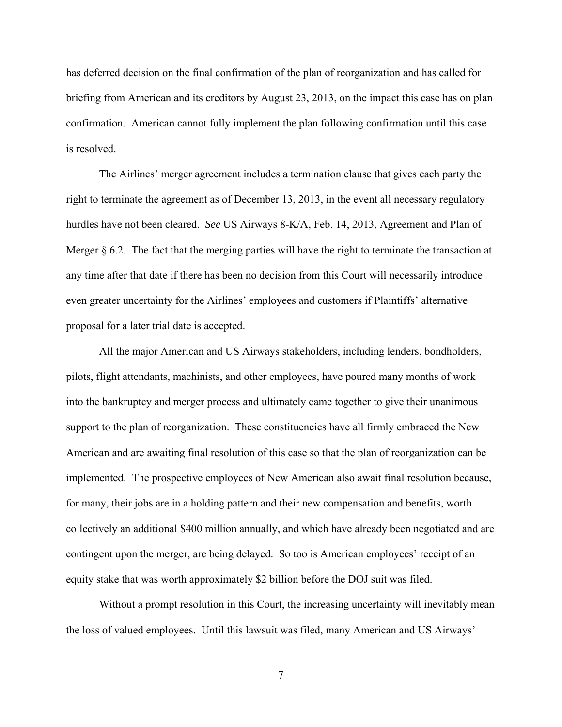has deferred decision on the final confirmation of the plan of reorganization and has called for briefing from American and its creditors by August 23, 2013, on the impact this case has on plan confirmation. American cannot fully implement the plan following confirmation until this case is resolved.

The Airlines' merger agreement includes a termination clause that gives each party the right to terminate the agreement as of December 13, 2013, in the event all necessary regulatory hurdles have not been cleared. *See* US Airways 8-K/A, Feb. 14, 2013, Agreement and Plan of Merger § 6.2. The fact that the merging parties will have the right to terminate the transaction at any time after that date if there has been no decision from this Court will necessarily introduce even greater uncertainty for the Airlines' employees and customers if Plaintiffs' alternative proposal for a later trial date is accepted.

All the major American and US Airways stakeholders, including lenders, bondholders, pilots, flight attendants, machinists, and other employees, have poured many months of work into the bankruptcy and merger process and ultimately came together to give their unanimous support to the plan of reorganization. These constituencies have all firmly embraced the New American and are awaiting final resolution of this case so that the plan of reorganization can be implemented. The prospective employees of New American also await final resolution because, for many, their jobs are in a holding pattern and their new compensation and benefits, worth collectively an additional $400 million annually, and which have already been negotiated and are contingent upon the merger, are being delayed. So too is American employees' receipt of an equity stake that was worth approximately $2 billion before the DOJ suit was filed.

Without a prompt resolution in this Court, the increasing uncertainty will inevitably mean the loss of valued employees. Until this lawsuit was filed, many American and US Airways'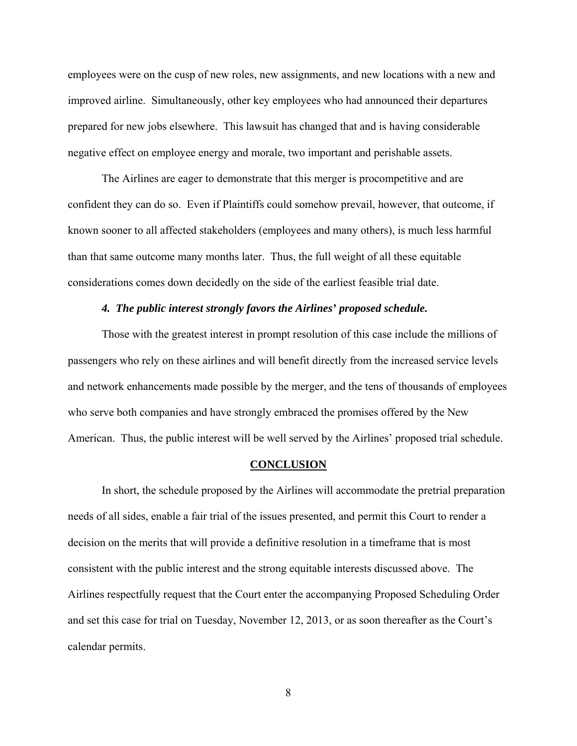employees were on the cusp of new roles, new assignments, and new locations with a new and improved airline. Simultaneously, other key employees who had announced their departures prepared for new jobs elsewhere. This lawsuit has changed that and is having considerable negative effect on employee energy and morale, two important and perishable assets.

The Airlines are eager to demonstrate that this merger is procompetitive and are confident they can do so. Even if Plaintiffs could somehow prevail, however, that outcome, if known sooner to all affected stakeholders (employees and many others), is much less harmful than that same outcome many months later. Thus, the full weight of all these equitable considerations comes down decidedly on the side of the earliest feasible trial date.

***4. The public interest strongly favors the Airlines' proposed schedule.***

Those with the greatest interest in prompt resolution of this case include the millions of passengers who rely on these airlines and will benefit directly from the increased service levels and network enhancements made possible by the merger, and the tens of thousands of employees who serve both companies and have strongly embraced the promises offered by the New American. Thus, the public interest will be well served by the Airlines' proposed trial schedule.

## CONCLUSION

In short, the schedule proposed by the Airlines will accommodate the pretrial preparation needs of all sides, enable a fair trial of the issues presented, and permit this Court to render a decision on the merits that will provide a definitive resolution in a timeframe that is most consistent with the public interest and the strong equitable interests discussed above. The Airlines respectfully request that the Court enter the accompanying Proposed Scheduling Order and set this case for trial on Tuesday, November 12, 2013, or as soon thereafter as the Court's calendar permits.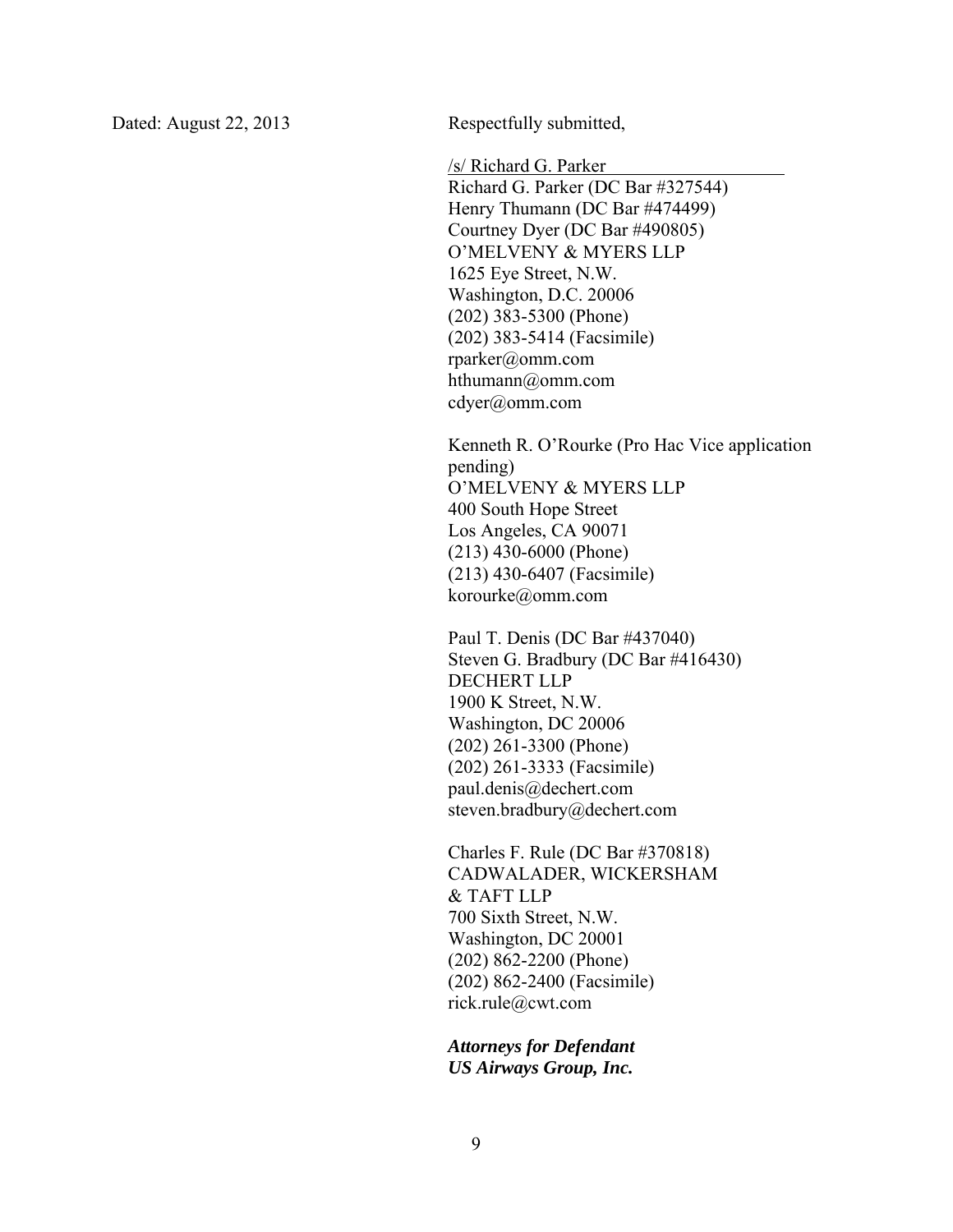Dated: August 22, 2013

Respectfully submitted,

/s/ Richard G. Parker
Richard G. Parker (DC Bar #327544)
Henry Thumann (DC Bar #474499)
Courtney Dyer (DC Bar #490805)
O'MELVENY & MYERS LLP
1625 Eye Street, N.W.
Washington, D.C. 20006
(202) 383-5300 (Phone)
(202) 383-5414 (Facsimile)
rparker@omm.com
hthumann@omm.com
cdyer@omm.com

Kenneth R. O'Rourke (Pro Hac Vice application pending)
O'MELVENY & MYERS LLP
400 South Hope Street
Los Angeles, CA 90071
(213) 430-6000 (Phone)
(213) 430-6407 (Facsimile)
korourke@omm.com

Paul T. Denis (DC Bar #437040)
Steven G. Bradbury (DC Bar #416430)
DECHERT LLP
1900 K Street, N.W.
Washington, DC 20006
(202) 261-3300 (Phone)
(202) 261-3333 (Facsimile)
paul.denis@dechert.com
steven.bradbury@dechert.com

Charles F. Rule (DC Bar #370818)
CADWALADER, WICKERSHAM & TAFT LLP
700 Sixth Street, N.W.
Washington, DC 20001
(202) 862-2200 (Phone)
(202) 862-2400 (Facsimile)
rick.rule@cwt.com

***Attorneys for Defendant US Airways Group, Inc.***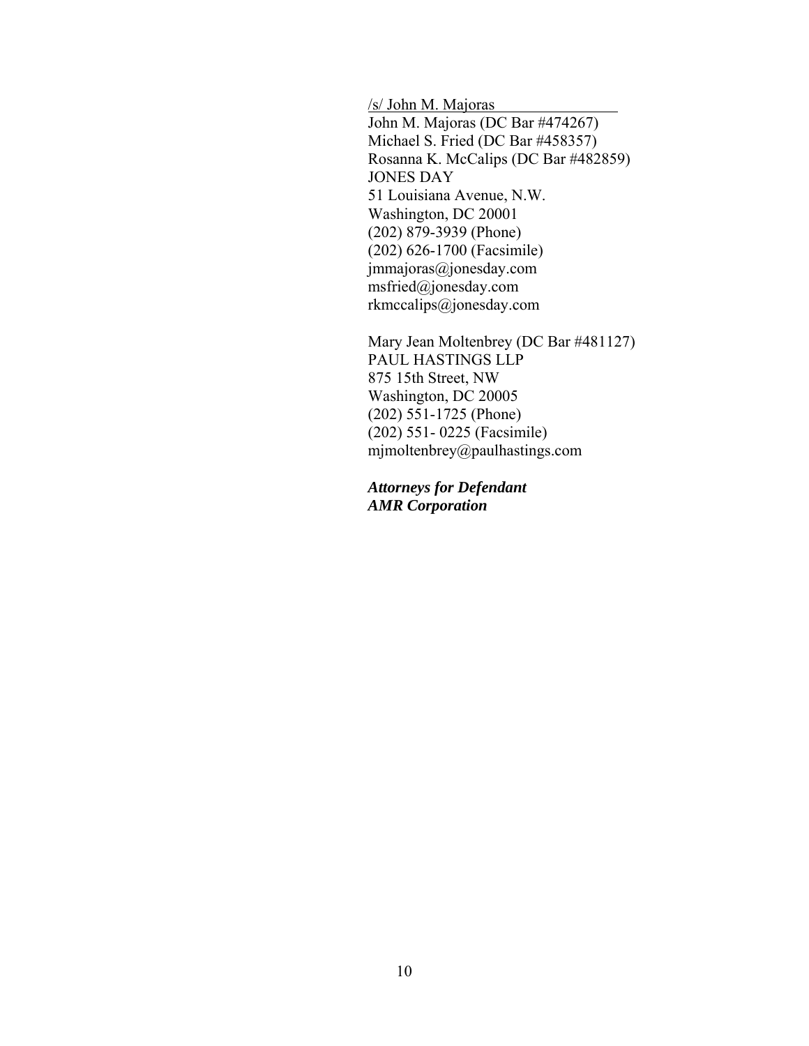/s/ John M. Majoras

John M. Majoras (DC Bar #474267)
Michael S. Fried (DC Bar #458357)
Rosanna K. McCalips (DC Bar #482859)
JONES DAY
51 Louisiana Avenue, N.W.
Washington, DC 20001
(202) 879-3939 (Phone)
(202) 626-1700 (Facsimile)
jmmajoras@jonesday.com
msfried@jonesday.com
rkmccalips@jonesday.com

Mary Jean Moltenbrey (DC Bar #481127)
PAUL HASTINGS LLP
875 15th Street, NW
Washington, DC 20005
(202) 551-1725 (Phone)
(202) 551- 0225 (Facsimile)
mjmoltenbrey@paulhastings.com

***Attorneys for Defendant***
***AMR Corporation***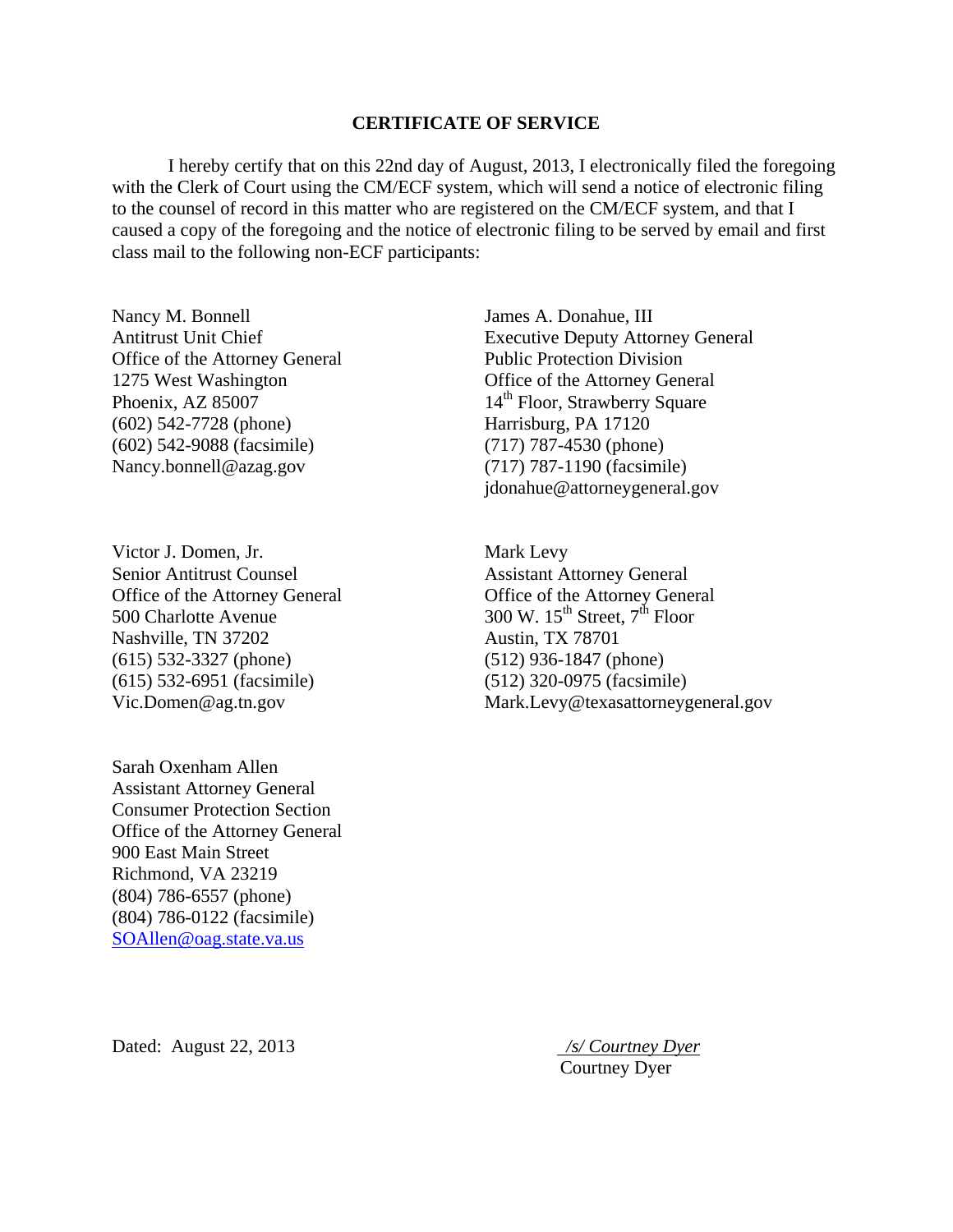**CERTIFICATE OF SERVICE**

I hereby certify that on this 22nd day of August, 2013, I electronically filed the foregoing with the Clerk of Court using the CM/ECF system, which will send a notice of electronic filing to the counsel of record in this matter who are registered on the CM/ECF system, and that I caused a copy of the foregoing and the notice of electronic filing to be served by email and first class mail to the following non-ECF participants:

Nancy M. Bonnell
Antitrust Unit Chief
Office of the Attorney General
1275 West Washington
Phoenix, AZ 85007
(602) 542-7728 (phone)
(602) 542-9088 (facsimile)
Nancy.bonnell@azag.gov

James A. Donahue, III
Executive Deputy Attorney General
Public Protection Division
Office of the Attorney General
14th Floor, Strawberry Square
Harrisburg, PA 17120
(717) 787-4530 (phone)
(717) 787-1190 (facsimile)
jdonahue@attorneygeneral.gov

Victor J. Domen, Jr.
Senior Antitrust Counsel
Office of the Attorney General
500 Charlotte Avenue
Nashville, TN 37202
(615) 532-3327 (phone)
(615) 532-6951 (facsimile)
Vic.Domen@ag.tn.gov

Mark Levy
Assistant Attorney General
Office of the Attorney General
300 W. 15th Street, 7th Floor
Austin, TX 78701
(512) 936-1847 (phone)
(512) 320-0975 (facsimile)
Mark.Levy@texasattorneygeneral.gov

Sarah Oxenham Allen
Assistant Attorney General
Consumer Protection Section
Office of the Attorney General
900 East Main Street
Richmond, VA 23219
(804) 786-6557 (phone)
(804) 786-0122 (facsimile)
SOAllen@oag.state.va.us

Dated: August 22, 2013

*/s/ Courtney Dyer*
Courtney Dyer